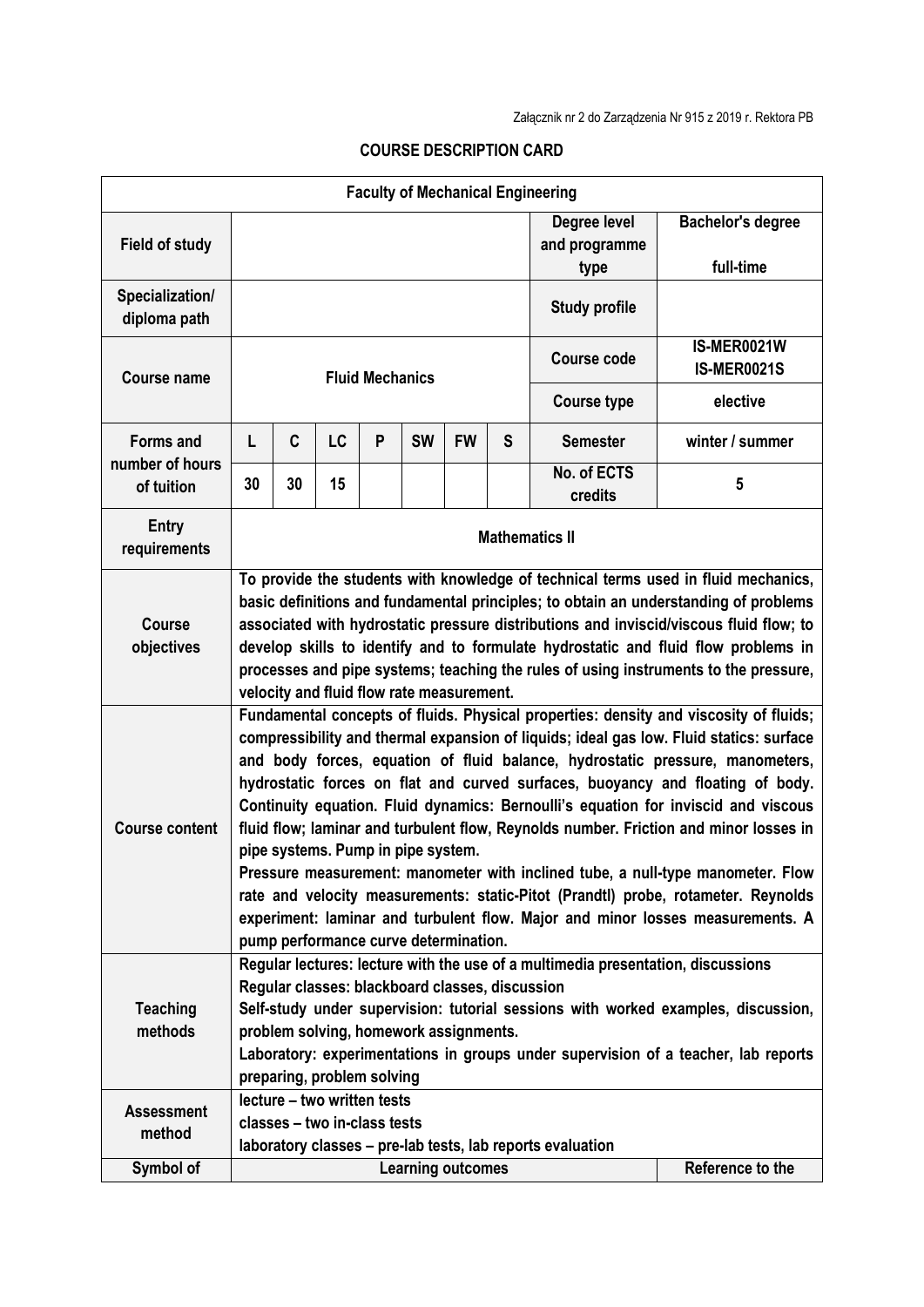Załącznik nr 2 do Zarządzenia Nr 915 z 2019 r. Rektora PB

## COURSE DESCRIPTION CARD

| **Faculty of Mechanical Engineering** | | | | | | | | | |
|---|---|---|---|---|---|---|---|---|---|
| **Field of study** | | | | | | | | **Degree level and programme type** | **Bachelor's degree** <br> **full-time** |
| **Specialization/ diploma path** | | | | | | | | **Study profile** | |
| **Course name** | **Fluid Mechanics** | | | | | | | **Course code** | **IS-MER0021W** <br> **IS-MER0021S** |
| | | | | | | | | **Course type** | **elective** |
| **Forms and number of hours of tuition** | **L** | **C** | **LC** | **P** | **SW** | **FW** | **S** | **Semester** | **winter / summer** |
| | **30** | **30** | **15** | | | | | **No. of ECTS credits** | **5** |
| **Entry requirements** | **Mathematics II** | | | | | | | | |
| **Course objectives** | **To provide the students with knowledge of technical terms used in fluid mechanics, basic definitions and fundamental principles; to obtain an understanding of problems associated with hydrostatic pressure distributions and inviscid/viscous fluid flow; to develop skills to identify and to formulate hydrostatic and fluid flow problems in processes and pipe systems; teaching the rules of using instruments to the pressure, velocity and fluid flow rate measurement.** | | | | | | | | |
| **Course content** | **Fundamental concepts of fluids. Physical properties: density and viscosity of fluids; compressibility and thermal expansion of liquids; ideal gas low. Fluid statics: surface and body forces, equation of fluid balance, hydrostatic pressure, manometers, hydrostatic forces on flat and curved surfaces, buoyancy and floating of body. Continuity equation. Fluid dynamics: Bernoulli's equation for inviscid and viscous fluid flow; laminar and turbulent flow, Reynolds number. Friction and minor losses in pipe systems. Pump in pipe system.** <br> **Pressure measurement: manometer with inclined tube, a null-type manometer. Flow rate and velocity measurements: static-Pitot (Prandtl) probe, rotameter. Reynolds experiment: laminar and turbulent flow. Major and minor losses measurements. A pump performance curve determination.** | | | | | | | | |
| **Teaching methods** | **Regular lectures: lecture with the use of a multimedia presentation, discussions** <br> **Regular classes: blackboard classes, discussion** <br> **Self-study under supervision: tutorial sessions with worked examples, discussion, problem solving, homework assignments.** <br> **Laboratory: experimentations in groups under supervision of a teacher, lab reports preparing, problem solving** | | | | | | | | |
| **Assessment method** | **lecture – two written tests** <br> **classes – two in-class tests** <br> **laboratory classes – pre-lab tests, lab reports evaluation** | | | | | | | | |
| **Symbol of** | **Learning outcomes** | | | | | | | | **Reference to the** |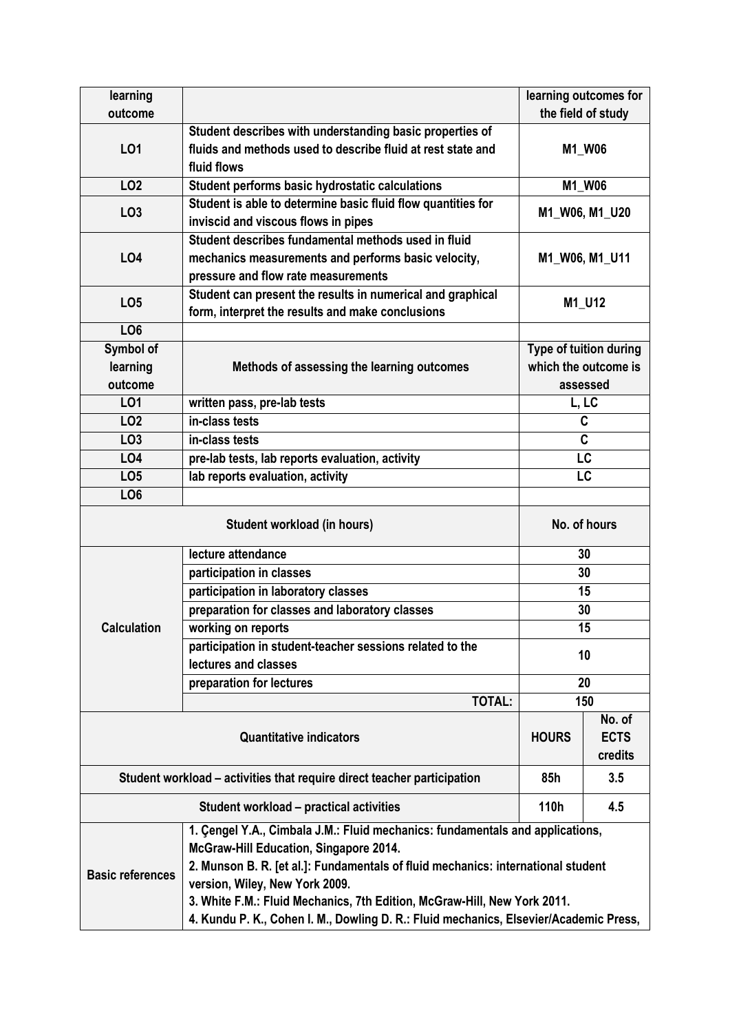| learning outcome | | learning outcomes for the field of study | |
|---|---|---|---|
| LO1 | Student describes with understanding basic properties of fluids and methods used to describe fluid at rest state and fluid flows | M1_W06 | |
| LO2 | Student performs basic hydrostatic calculations | M1_W06 | |
| LO3 | Student is able to determine basic fluid flow quantities for inviscid and viscous flows in pipes | M1_W06, M1_U20 | |
| LO4 | Student describes fundamental methods used in fluid mechanics measurements and performs basic velocity, pressure and flow rate measurements | M1_W06, M1_U11 | |
| LO5 | Student can present the results in numerical and graphical form, interpret the results and make conclusions | M1_U12 | |
| LO6 | | | |
| **Symbol of learning outcome** | **Methods of assessing the learning outcomes** | **Type of tuition during which the outcome is assessed** | |
| LO1 | written pass, pre-lab tests | L, LC | |
| LO2 | in-class tests | C | |
| LO3 | in-class tests | C | |
| LO4 | pre-lab tests, lab reports evaluation, activity | LC | |
| LO5 | lab reports evaluation, activity | LC | |
| LO6 | | | |
| **Student workload (in hours)** | | **No. of hours** | |
| Calculation | lecture attendance | 30 | |
| | participation in classes | 30 | |
| | participation in laboratory classes | 15 | |
| | preparation for classes and laboratory classes | 30 | |
| | working on reports | 15 | |
| | participation in student-teacher sessions related to the lectures and classes | 10 | |
| | preparation for lectures | 20 | |
| | TOTAL: | 150 | |
| **Quantitative indicators** | | **HOURS** | **No. of ECTS credits** |
| Student workload – activities that require direct teacher participation | | 85h | 3.5 |
| Student workload – practical activities | | 110h | 4.5 |
| Basic references | 1. Çengel Y.A., Cimbala J.M.: Fluid mechanics: fundamentals and applications, McGraw-Hill Education, Singapore 2014.<br>2. Munson B. R. [et al.]: Fundamentals of fluid mechanics: international student version, Wiley, New York 2009.<br>3. White F.M.: Fluid Mechanics, 7th Edition, McGraw-Hill, New York 2011.<br>4. Kundu P. K., Cohen I. M., Dowling D. R.: Fluid mechanics, Elsevier/Academic Press, | | |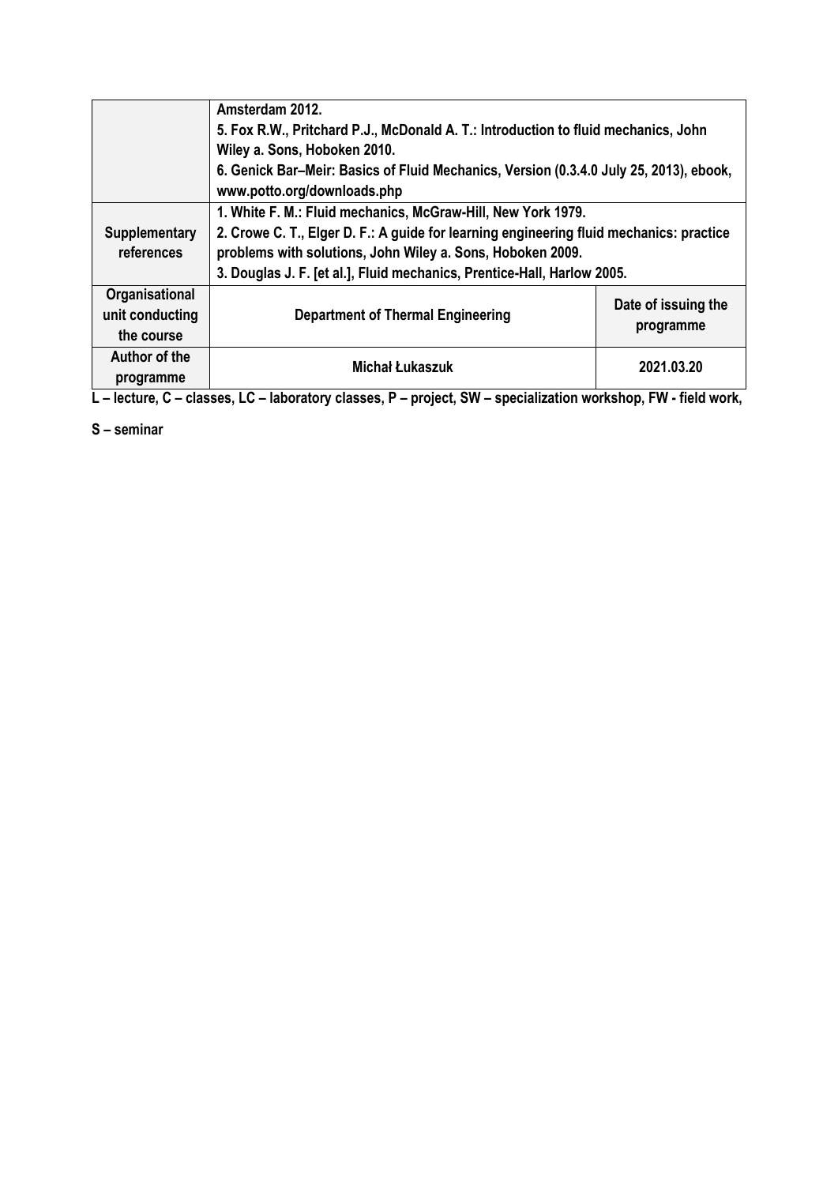| | | |
|---|---|---|
| | **Amsterdam 2012.**<br>**5. Fox R.W., Pritchard P.J., McDonald A. T.: Introduction to fluid mechanics, John Wiley a. Sons, Hoboken 2010.**<br>**6. Genick Bar–Meir: Basics of Fluid Mechanics, Version (0.3.4.0 July 25, 2013), ebook, www.potto.org/downloads.php** | |
| **Supplementary references** | **1. White F. M.: Fluid mechanics, McGraw-Hill, New York 1979.**<br>**2. Crowe C. T., Elger D. F.: A guide for learning engineering fluid mechanics: practice problems with solutions, John Wiley a. Sons, Hoboken 2009.**<br>**3. Douglas J. F. [et al.], Fluid mechanics, Prentice-Hall, Harlow 2005.** | |
| **Organisational unit conducting the course** | **Department of Thermal Engineering** | **Date of issuing the programme** |
| **Author of the programme** | **Michał Łukaszuk** | **2021.03.20** |

**L – lecture, C – classes, LC – laboratory classes, P – project, SW – specialization workshop, FW - field work,**

**S – seminar**